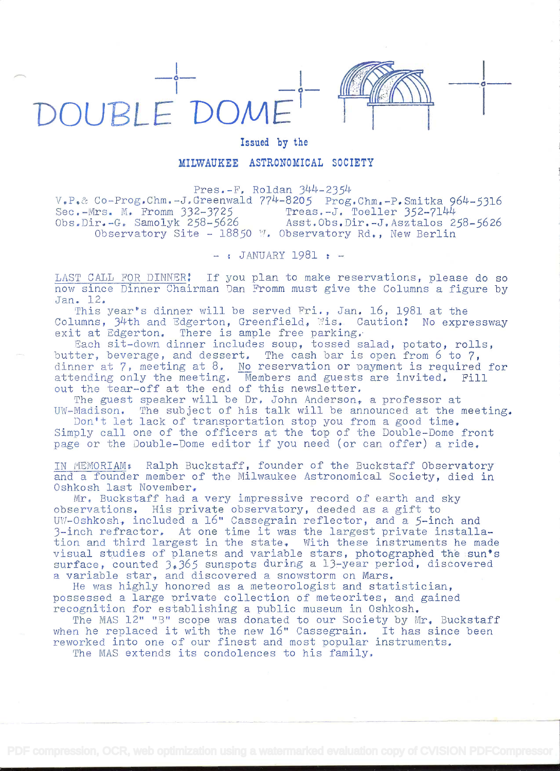# DOUBLE DOME

Issued by the

**MILWAUKEE ASTRONOMICAL SOCIETY**

Pres.-F. Roldan 344-2354
V.P.& Co-Prog.Chm.-J.Greenwald 774-8205 Prog.Chm.-P.Smitka 964-5316
Sec.-Mrs. M. Fromm 332-3725 Treas.-J. Toeller 352-7144
Obs.Dir.-G. Samolyk 258-5626 Asst.Obs.Dir.-J.Asztalos 258-5626
Observatory Site - 18850 W. Observatory Rd., New Berlin

- : JANUARY 1981 : -

LAST CALL FOR DINNER! If you plan to make reservations, please do so now since Dinner Chairman Dan Fromm must give the Columns a figure by Jan. 12.

This year's dinner will be served Fri., Jan. 16, 1981 at the Columns, 34th and Edgerton, Greenfield, Wis. Caution! No expressway exit at Edgerton. There is ample free parking.

Each sit-down dinner includes soup, tossed salad, potato, rolls, butter, beverage, and dessert. The cash bar is open from 6 to 7, dinner at 7, meeting at 8. No reservation or payment is required for attending only the meeting. Members and guests are invited. Fill out the tear-off at the end of this newsletter.

The guest speaker will be Dr. John Anderson, a professor at UW-Madison. The subject of his talk will be announced at the meeting.

Don't let lack of transportation stop you from a good time. Simply call one of the officers at the top of the Double-Dome front page or the Double-Dome editor if you need (or can offer) a ride.

IN MEMORIAM: Ralph Buckstaff, founder of the Buckstaff Observatory and a founder member of the Milwaukee Astronomical Society, died in Oshkosh last November.

Mr. Buckstaff had a very impressive record of earth and sky observations. His private observatory, deeded as a gift to UW-Oshkosh, included a 16" Cassegrain reflector, and a 5-inch and 3-inch refractor. At one time it was the largest private installation and third largest in the state. With these instruments he made visual studies of planets and variable stars, photographed the sun's surface, counted 3,365 sunspots during a 13-year period, discovered a variable star, and discovered a snowstorm on Mars.

He was highly honored as a meteorologist and statistician, possessed a large private collection of meteorites, and gained recognition for establishing a public museum in Oshkosh.

The MAS 12" "B" scope was donated to our Society by Mr. Buckstaff when he replaced it with the new 16" Cassegrain. It has since been reworked into one of our finest and most popular instruments.

The MAS extends its condolences to his family.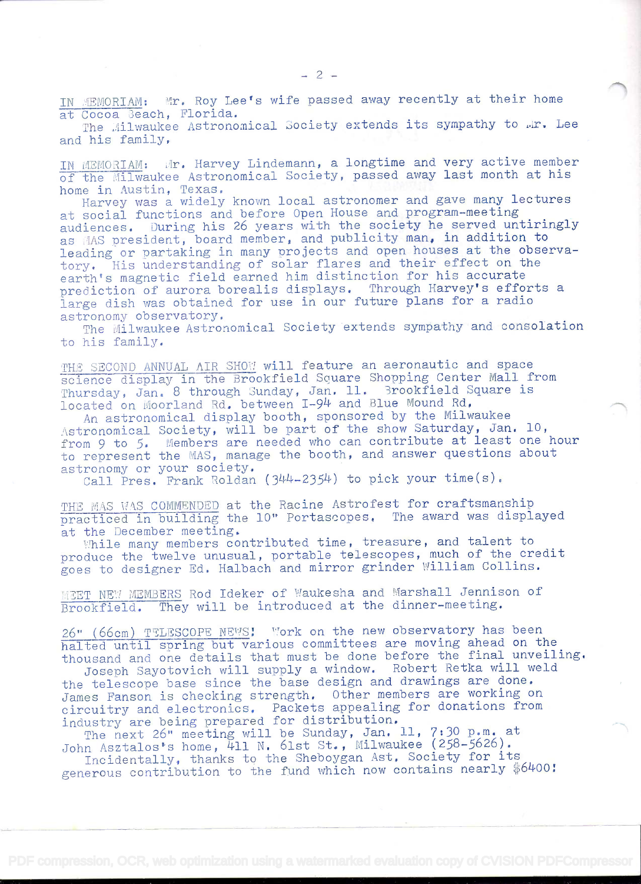IN MEMORIAM: Mr. Roy Lee's wife passed away recently at their home at Cocoa Beach, Florida.
The Milwaukee Astronomical Society extends its sympathy to Mr. Lee and his family.

IN MEMORIAM: Mr. Harvey Lindemann, a longtime and very active member of the Milwaukee Astronomical Society, passed away last month at his home in Austin, Texas.
Harvey was a widely known local astronomer and gave many lectures at social functions and before Open House and program-meeting audiences. During his 26 years with the society he served untiringly as MAS president, board member, and publicity man, in addition to leading or partaking in many projects and open houses at the observatory. His understanding of solar flares and their effect on the earth's magnetic field earned him distinction for his accurate prediction of aurora borealis displays. Through Harvey's efforts a large dish was obtained for use in our future plans for a radio astronomy observatory.
The Milwaukee Astronomical Society extends sympathy and consolation to his family.

THE SECOND ANNUAL AIR SHOW will feature an aeronautic and space science display in the Brookfield Square Shopping Center Mall from Thursday, Jan. 8 through Sunday, Jan. 11. Brookfield Square is located on Moorland Rd. between I-94 and Blue Mound Rd.
An astronomical display booth, sponsored by the Milwaukee Astronomical Society, will be part of the show Saturday, Jan. 10, from 9 to 5. Members are needed who can contribute at least one hour to represent the MAS, manage the booth, and answer questions about astronomy or your society.
Call Pres. Frank Roldan (344-2354) to pick your time(s).

THE MAS WAS COMMENDED at the Racine Astrofest for craftsmanship practiced in building the 10" Portascopes. The award was displayed at the December meeting.
While many members contributed time, treasure, and talent to produce the twelve unusual, portable telescopes, much of the credit goes to designer Ed. Halbach and mirror grinder William Collins.

MEET NEW MEMBERS Rod Ideker of Waukesha and Marshall Jennison of Brookfield. They will be introduced at the dinner-meeting.

26" (66cm) TELESCOPE NEWS! Work on the new observatory has been halted until spring but various committees are moving ahead on the thousand and one details that must be done before the final unveiling.
Joseph Sayotovich will supply a window. Robert Retka will weld the telescope base since the base design and drawings are done. James Fanson is checking strength. Other members are working on circuitry and electronics. Packets appealing for donations from industry are being prepared for distribution.
The next 26" meeting will be Sunday, Jan. 11, 7:30 p.m. at John Asztalos's home, 411 N. 61st St., Milwaukee (258-5626).
Incidentally, thanks to the Sheboygan Ast. Society for its generous contribution to the fund which now contains nearly $6400!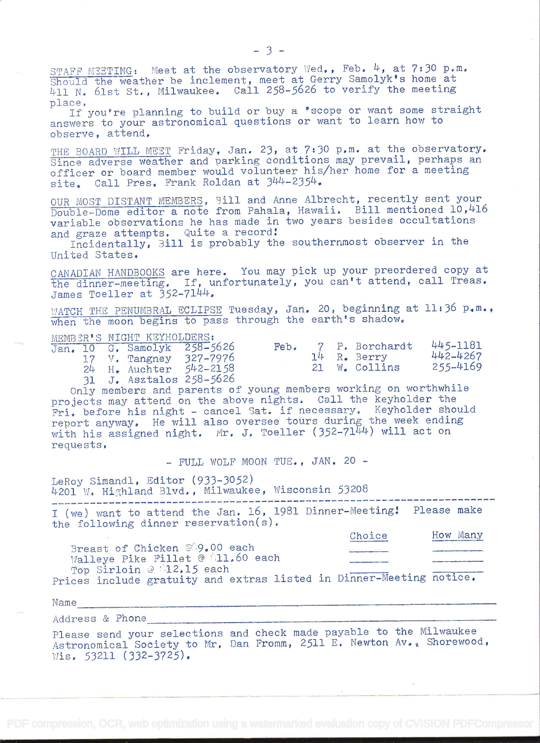STAFF MEETING: Meet at the observatory Wed., Feb. 4, at 7:30 p.m. Should the weather be inclement, meet at Gerry Samolyk's home at 411 N. 61st St., Milwaukee. Call 258-5626 to verify the meeting place.

If you're planning to build or buy a 'scope or want some straight answers to your astronomical questions or want to learn how to observe, attend.

THE BOARD WILL MEET Friday, Jan. 23, at 7:30 p.m. at the observatory. Since adverse weather and parking conditions may prevail, perhaps an officer or board member would volunteer his/her home for a meeting site. Call Pres. Frank Roldan at 344-2354.

OUR MOST DISTANT MEMBERS, Bill and Anne Albrecht, recently sent your Double-Dome editor a note from Pahala, Hawaii. Bill mentioned 10,416 variable observations he has made in two years besides occultations and graze attempts. Quite a record!

Incidentally, Bill is probably the southernmost observer in the United States.

CANADIAN HANDBOOKS are here. You may pick up your preordered copy at the dinner-meeting. If, unfortunately, you can't attend, call Treas. James Toeller at 352-7144.

WATCH THE PENUMBRAL ECLIPSE Tuesday, Jan. 20, beginning at 11:36 p.m., when the moon begins to pass through the earth's shadow.

MEMBER'S NIGHT KEYHOLDERS:

| | | | | | | | |
|---|---|---|---|---|---|---|---|
| Jan. | 10 | G. Samolyk | 258-5626 | Feb. | 7 | P. Borchardt | 445-1181 |
| | 17 | V. Tangney | 327-7976 | | 14 | R. Berry | 442-4267 |
| | 24 | H. Auchter | 542-2158 | | 21 | W. Collins | 255-4169 |
| | 31 | J. Asztalos | 258-5626 | | | | |

Only members and parents of young members working on worthwhile projects may attend on the above nights. Call the keyholder the Fri. before his night - cancel Sat. if necessary. Keyholder should report anyway. He will also oversee tours during the week ending with his assigned night. Mr. J. Toeller (352-7144) will act on requests.

- FULL WOLF MOON TUE., JAN. 20 -

LeRoy Simandl, Editor (933-3052)
4201 W. Highland Blvd., Milwaukee, Wisconsin 53208

---

I (we) want to attend the Jan. 16, 1981 Dinner-Meeting! Please make the following dinner reservation(s).

| | Choice | How Many |
|---|---|---|
| Breast of Chicken @ $9.00 each | ______ | ______ |
| Walleye Pike Fillet @ $11.60 each | ______ | ______ |
| Top Sirloin @ $12.15 each | ______ | ______ |

Prices include gratuity and extras listed in Dinner-Meeting notice.

Name ______________________________

Address & Phone ______________________________

Please send your selections and check made payable to the Milwaukee Astronomical Society to Mr. Dan Fromm, 2511 E. Newton Av., Shorewood, Wis. 53211 (332-3725).